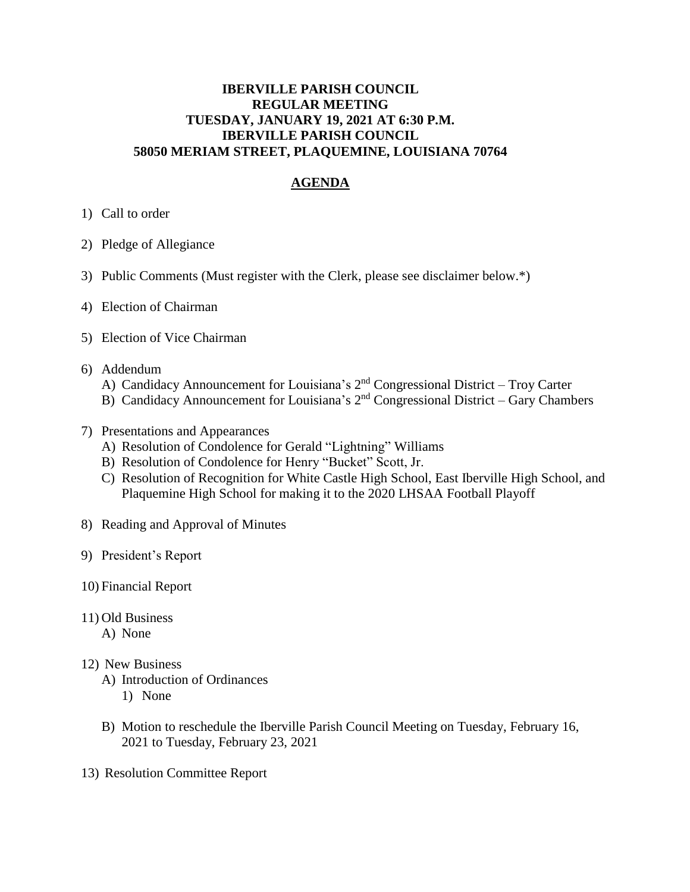**IBERVILLE PARISH COUNCIL**
**REGULAR MEETING**
**TUESDAY, JANUARY 19, 2021 AT 6:30 P.M.**
**IBERVILLE PARISH COUNCIL**
**58050 MERIAM STREET, PLAQUEMINE, LOUISIANA 70764**

## AGENDA

1) Call to order

2) Pledge of Allegiance

3) Public Comments (Must register with the Clerk, please see disclaimer below.*)

4) Election of Chairman

5) Election of Vice Chairman

6) Addendum
   A) Candidacy Announcement for Louisiana's 2nd Congressional District – Troy Carter
   B) Candidacy Announcement for Louisiana's 2nd Congressional District – Gary Chambers

7) Presentations and Appearances
   A) Resolution of Condolence for Gerald "Lightning" Williams
   B) Resolution of Condolence for Henry "Bucket" Scott, Jr.
   C) Resolution of Recognition for White Castle High School, East Iberville High School, and Plaquemine High School for making it to the 2020 LHSAA Football Playoff

8) Reading and Approval of Minutes

9) President's Report

10) Financial Report

11) Old Business
    A) None

12) New Business
    A) Introduction of Ordinances
       1) None

    B) Motion to reschedule the Iberville Parish Council Meeting on Tuesday, February 16, 2021 to Tuesday, February 23, 2021

13) Resolution Committee Report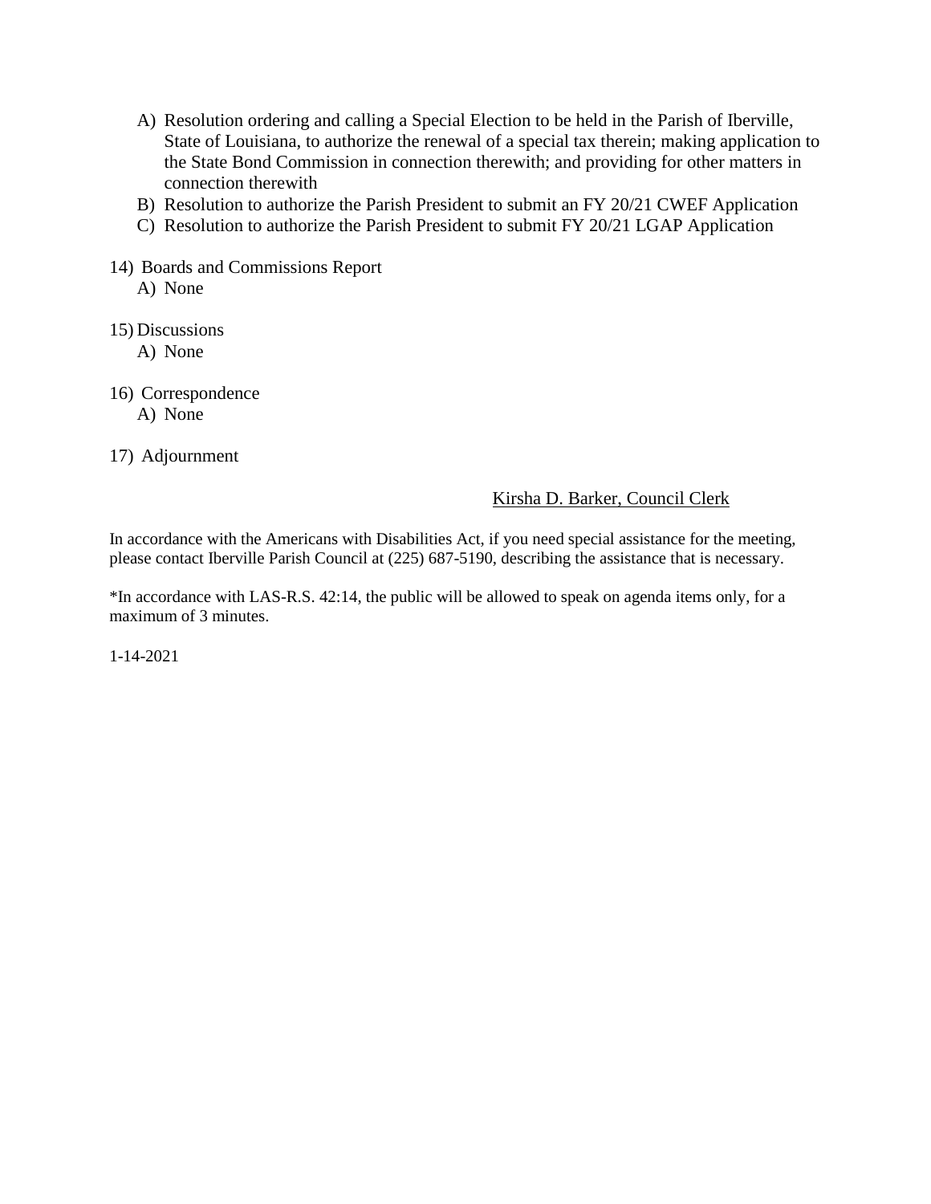A) Resolution ordering and calling a Special Election to be held in the Parish of Iberville, State of Louisiana, to authorize the renewal of a special tax therein; making application to the State Bond Commission in connection therewith; and providing for other matters in connection therewith
B) Resolution to authorize the Parish President to submit an FY 20/21 CWEF Application
C) Resolution to authorize the Parish President to submit FY 20/21 LGAP Application

14) Boards and Commissions Report
 A) None

15) Discussions
 A) None

16) Correspondence
 A) None

17) Adjournment

Kirsha D. Barker, Council Clerk

In accordance with the Americans with Disabilities Act, if you need special assistance for the meeting, please contact Iberville Parish Council at (225) 687-5190, describing the assistance that is necessary.

*In accordance with LAS-R.S. 42:14, the public will be allowed to speak on agenda items only, for a maximum of 3 minutes.

1-14-2021